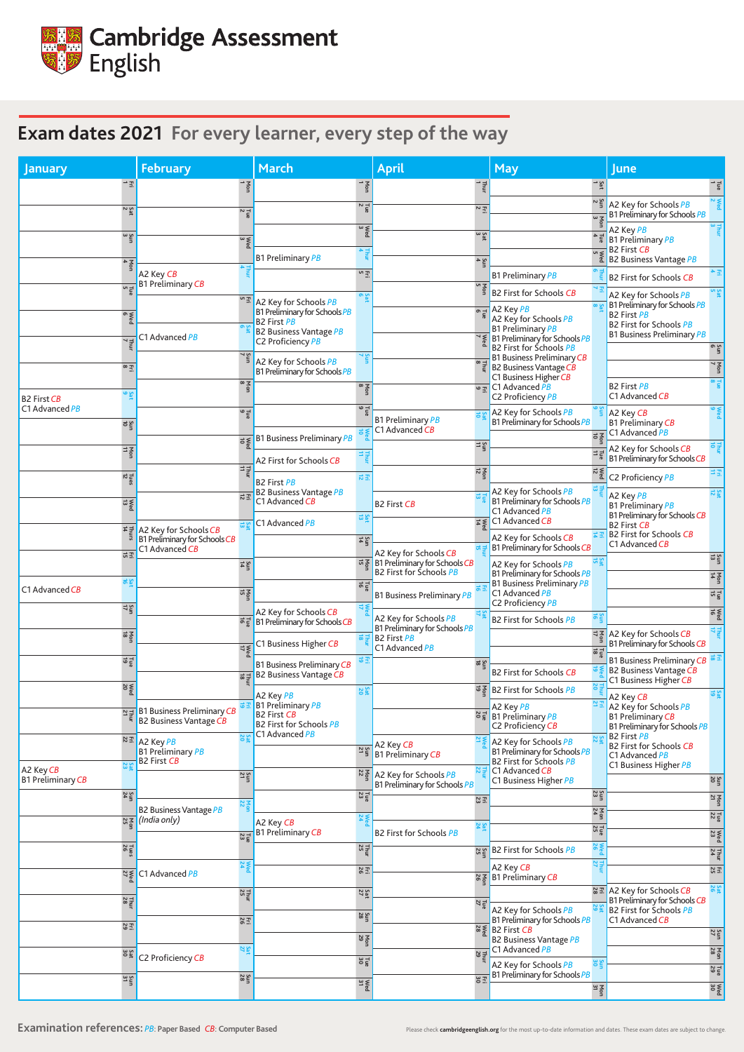# Cambridge Assessment English

## Exam dates 2021 For every learner, every step of the way

### January

| Date | Day | Exams |
| --- | --- | --- |
| 1 | Fri | |
| 2 | Sat | |
| 3 | Sun | |
| 4 | Mon | |
| 5 | Tue | |
| 6 | Wed | |
| 7 | Thur | |
| 8 | Fri | |
| 9 | Sat | B2 First *CB*; C1 Advanced *PB* |
| 10 | Sun | |
| 11 | Mon | |
| 12 | Tues | |
| 13 | Wed | |
| 14 | Thurs | |
| 15 | Fri | |
| 16 | Sat | C1 Advanced *CB* |
| 17 | Sun | |
| 18 | Mon | |
| 19 | Tue | |
| 20 | Wed | |
| 21 | Thur | |
| 22 | Fri | |
| 23 | Sat | A2 Key *CB*; B1 Preliminary *CB* |
| 24 | Sun | |
| 25 | Mon | |
| 26 | Tues | |
| 27 | Wed | |
| 28 | Thur | |
| 29 | Fri | |
| 30 | Sat | |
| 31 | Sun | |

### February

| Date | Day | Exams |
| --- | --- | --- |
| 1 | Mon | |
| 2 | Tue | |
| 3 | Wed | |
| 4 | Thur | A2 Key *CB*; B1 Preliminary *CB* |
| 5 | Fri | |
| 6 | Sat | C1 Advanced *PB* |
| 7 | Sun | |
| 8 | Mon | |
| 9 | Tue | |
| 10 | Wed | |
| 11 | Thur | |
| 12 | Fri | |
| 13 | Sat | A2 Key for Schools *CB*; B1 Preliminary for Schools *CB*; C1 Advanced *CB* |
| 14 | Sun | |
| 15 | Mon | |
| 16 | Tue | |
| 17 | Wed | |
| 18 | Thur | |
| 19 | Fri | B1 Business Preliminary *CB*; B2 Business Vantage *CB* |
| 20 | Sat | A2 Key *PB*; B1 Preliminary *PB*; B2 First *CB* |
| 21 | Sun | |
| 22 | Mon | B2 Business Vantage *PB* *(India only)* |
| 23 | Tue | |
| 24 | Wed | C1 Advanced *PB* |
| 25 | Thur | |
| 26 | Fri | |
| 27 | Sat | C2 Proficiency *CB* |
| 28 | Sun | |

### March

| Date | Day | Exams |
| --- | --- | --- |
| 1 | Mon | |
| 2 | Tue | |
| 3 | Wed | |
| 4 | Thur | B1 Preliminary *PB* |
| 5 | Fri | |
| 6 | Sat | A2 Key for Schools *PB*; B1 Preliminary for Schools *PB*; B2 First *PB*; B2 Business Vantage *PB*; C2 Proficiency *PB* |
| 7 | Sun | A2 Key for Schools *PB*; B1 Preliminary for Schools *PB* |
| 8 | Mon | |
| 9 | Tue | |
| 10 | Wed | B1 Business Preliminary *PB* |
| 11 | Thur | A2 First for Schools *CB* |
| 12 | Fri | B2 First *PB*; B2 Business Vantage *PB*; C1 Advanced *CB* |
| 13 | Sat | C1 Advanced *PB* |
| 14 | Sun | |
| 15 | Mon | |
| 16 | Tue | |
| 17 | Wed | A2 Key for Schools *CB*; B1 Preliminary for Schools *CB* |
| 18 | Thur | C1 Business Higher *CB* |
| 19 | Fri | B1 Business Preliminary *CB*; B2 Business Vantage *CB* |
| 20 | Sat | A2 Key *PB*; B1 Preliminary *PB*; B2 First *CB*; B2 First for Schools *PB*; C1 Advanced *PB* |
| 21 | Sun | |
| 22 | Mon | |
| 23 | Tue | |
| 24 | Wed | A2 Key *CB*; B1 Preliminary *CB* |
| 25 | Thur | |
| 26 | Fri | |
| 27 | Sat | |
| 28 | Sun | |
| 29 | Mon | |
| 30 | Tue | |
| 31 | Wed | |

### April

| Date | Day | Exams |
| --- | --- | --- |
| 1 | Thur | |
| 2 | Fri | |
| 3 | Sat | |
| 4 | Sun | |
| 5 | Mon | |
| 6 | Tue | |
| 7 | Wed | |
| 8 | Thur | |
| 9 | Fri | |
| 10 | Sat | B1 Preliminary *PB*; C1 Advanced *CB* |
| 11 | Sun | |
| 12 | Mon | |
| 13 | Tue | B2 First *CB* |
| 14 | Wed | |
| 15 | Thur | A2 Key for Schools *CB*; B1 Preliminary for Schools *CB*; B2 First for Schools *PB* |
| 16 | Fri | B1 Business Preliminary *PB* |
| 17 | Sat | A2 Key for Schools *PB*; B1 Preliminary for Schools *PB*; B2 First *PB*; C1 Advanced *PB* |
| 18 | Sun | |
| 19 | Mon | |
| 20 | Tue | |
| 21 | Wed | A2 Key *CB*; B1 Preliminary *CB* |
| 22 | Thur | A2 Key for Schools *PB*; B1 Preliminary for Schools *PB* |
| 23 | Fri | |
| 24 | Sat | B2 First for Schools *PB* |
| 25 | Sun | |
| 26 | Mon | |
| 27 | Tue | |
| 28 | Wed | |
| 29 | Thur | |
| 30 | Fri | |

### May

| Date | Day | Exams |
| --- | --- | --- |
| 1 | Sat | |
| 2 | Sun | |
| 3 | Mon | |
| 4 | Tue | |
| 5 | Wed | |
| 6 | Thur | B1 Preliminary *PB* |
| 7 | Fri | B2 First for Schools *CB* |
| 8 | Sat | A2 Key *PB*; A2 Key for Schools *PB*; B1 Preliminary *PB*; B1 Preliminary for Schools *PB*; B2 First for Schools *PB*; B1 Business Preliminary *CB*; B2 Business Vantage *CB*; C1 Business Higher *CB*; C1 Advanced *PB*; C2 Proficiency *PB* |
| 9 | Sun | A2 Key for Schools *PB*; B1 Preliminary for Schools *PB* |
| 10 | Mon | |
| 11 | Tue | |
| 12 | Wed | |
| 13 | Thur | A2 Key for Schools *PB*; B1 Preliminary for Schools *PB*; C1 Advanced *PB*; C1 Advanced *CB* |
| 14 | Fri | A2 Key for Schools *CB*; B1 Preliminary for Schools *CB* |
| 15 | Sat | A2 Key for Schools *PB*; B1 Preliminary for Schools *PB*; B1 Business Preliminary *PB*; C1 Advanced *PB*; C2 Proficiency *PB* |
| 16 | Sun | B2 First for Schools *PB* |
| 17 | Mon | |
| 18 | Tue | |
| 19 | Wed | B2 First for Schools *CB* |
| 20 | Thur | B2 First for Schools *PB* |
| 21 | Fri | A2 Key *PB*; B1 Preliminary *PB*; C2 Proficiency *CB* |
| 22 | Sat | A2 Key for Schools *PB*; B1 Preliminary for Schools *PB*; B2 First for Schools *PB*; C1 Advanced *CB*; C1 Business Higher *PB* |
| 23 | Sun | |
| 24 | Mon | |
| 25 | Tue | |
| 26 | Wed | B2 First for Schools *PB* |
| 27 | Thur | A2 Key *CB*; B1 Preliminary *CB* |
| 28 | Fri | |
| 29 | Sat | A2 Key for Schools *PB*; B1 Preliminary for Schools *PB*; B2 First *CB*; B2 Business Vantage *PB*; C1 Advanced *PB* |
| 30 | Sun | A2 Key for Schools *PB*; B1 Preliminary for Schools *PB* |
| 31 | Mon | |

### June

| Date | Day | Exams |
| --- | --- | --- |
| 1 | Tue | |
| 2 | Wed | A2 Key for Schools *PB*; B1 Preliminary for Schools *PB* |
| 3 | Thur | A2 Key *PB*; B1 Preliminary *PB*; B2 First *CB*; B2 Business Vantage *PB* |
| 4 | Fri | B2 First for Schools *CB* |
| 5 | Sat | A2 Key for Schools *PB*; B1 Preliminary for Schools *PB*; B2 First *PB*; B2 First for Schools *PB*; B1 Business Preliminary *PB* |
| 6 | Sun | |
| 7 | Mon | |
| 8 | Tue | B2 First *PB*; C1 Advanced *CB* |
| 9 | Wed | A2 Key *CB*; B1 Preliminary *CB*; C1 Advanced *PB* |
| 10 | Thur | A2 Key for Schools *CB*; B1 Preliminary for Schools *CB* |
| 11 | Fri | C2 Proficiency *PB* |
| 12 | Sat | A2 Key *PB*; B1 Preliminary *PB*; B1 Preliminary for Schools *CB*; B2 First *CB*; B2 First for Schools *CB*; C1 Advanced *CB* |
| 13 | Sun | |
| 14 | Mon | |
| 15 | Tue | |
| 16 | Wed | |
| 17 | Thur | A2 Key for Schools *CB*; B1 Preliminary for Schools *CB* |
| 18 | Fri | B1 Business Preliminary *CB*; B2 Business Vantage *CB*; C1 Business Higher *CB* |
| 19 | Sat | A2 Key *CB*; A2 Key for Schools *PB*; B1 Preliminary *CB*; B1 Preliminary for Schools *PB*; B2 First *PB*; B2 First for Schools *CB*; C1 Advanced *PB*; C1 Business Higher *PB* |
| 20 | Sun | |
| 21 | Mon | |
| 22 | Tue | |
| 23 | Wed | |
| 24 | Thur | |
| 25 | Fri | |
| 26 | Sat | A2 Key for Schools *CB*; B1 Preliminary for Schools *CB*; B2 First for Schools *PB*; C1 Advanced *CB* |
| 27 | Sun | |
| 28 | Mon | |
| 29 | Tue | |
| 30 | Wed | |

**Examination references:** *PB*: Paper Based *CB*: Computer Based

Please check **cambridgeenglish.org** for the most up-to-date information and dates. These exam dates are subject to change.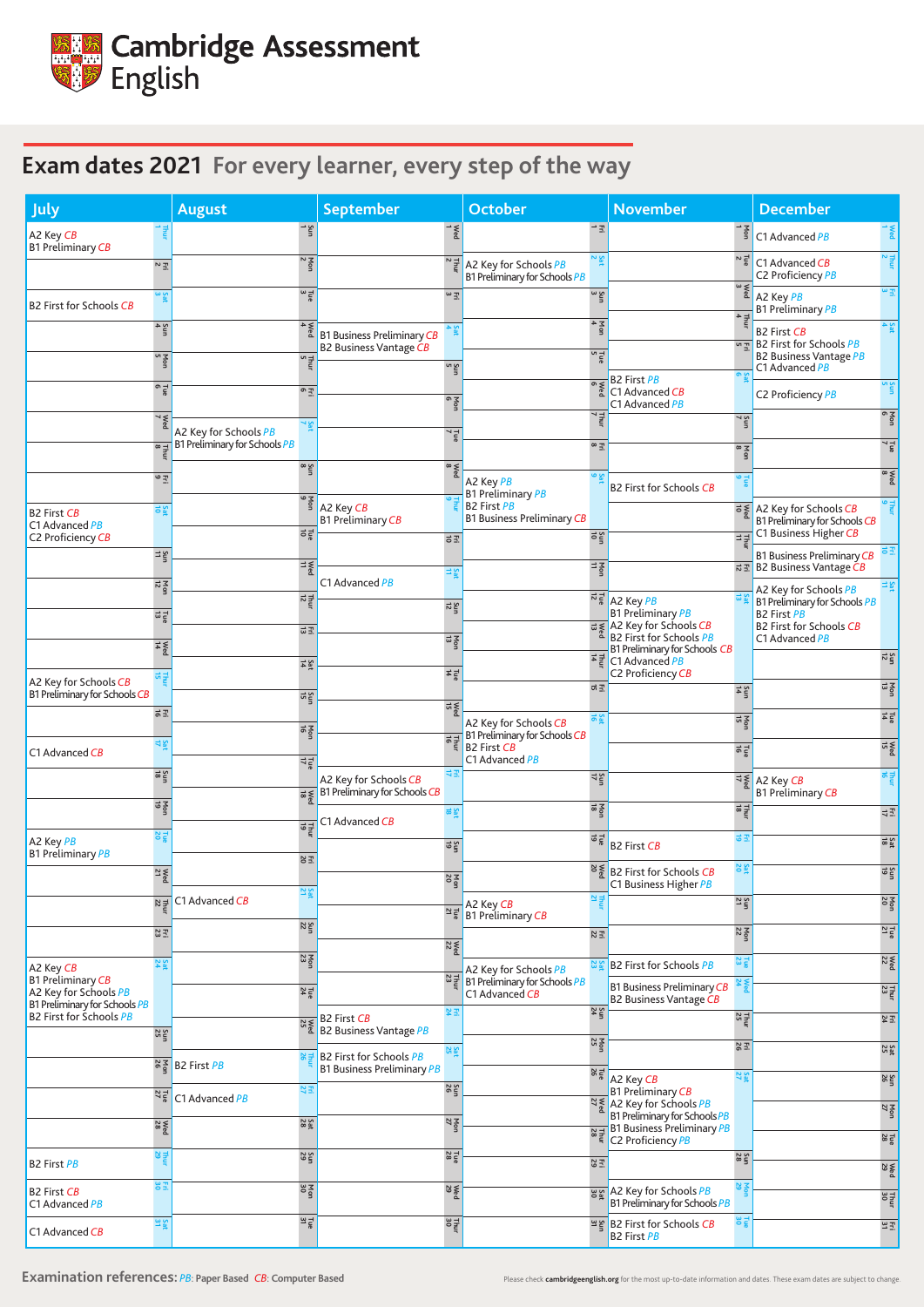# Cambridge Assessment English

## Exam dates 2021 For every learner, every step of the way

### July

- **Thur 1:** A2 Key *CB*, B1 Preliminary *CB*
- **Sat 3:** B2 First for Schools *CB*
- **Sat 10:** B2 First *CB*, C1 Advanced *PB*, C2 Proficiency *CB*
- **Thur 15:** A2 Key for Schools *CB*, B1 Preliminary for Schools *CB*
- **Sat 17:** C1 Advanced *CB*
- **Tue 20:** A2 Key *PB*, B1 Preliminary *PB*
- **Sat 24:** A2 Key *CB*, B1 Preliminary *CB*, A2 Key for Schools *PB*, B1 Preliminary for Schools *PB*, B2 First for Schools *PB*
- **Thur 29:** B2 First *PB*
- **Fri 30:** B2 First *CB*, C1 Advanced *PB*
- **Sat 31:** C1 Advanced *CB*

### August

- **Sat 7:** A2 Key for Schools *PB*, B1 Preliminary for Schools *PB*
- **Sat 21:** C1 Advanced *CB*
- **Thur 26:** B2 First *PB*
- **Fri 27:** C1 Advanced *PB*

### September

- **Sat 4:** B1 Business Preliminary *CB*, B2 Business Vantage *CB*
- **Thur 9:** A2 Key *CB*, B1 Preliminary *CB*
- **Sat 11:** C1 Advanced *PB*
- **Fri 17:** A2 Key for Schools *CB*, B1 Preliminary for Schools *CB*
- **Sat 18:** C1 Advanced *CB*
- **Fri 24:** B2 First *CB*, B2 Business Vantage *PB*
- **Sat 25:** B2 First for Schools *PB*, B1 Business Preliminary *PB*

### October

- **Sat 2:** A2 Key for Schools *PB*, B1 Preliminary for Schools *PB*
- **Sat 9:** A2 Key *PB*, B1 Preliminary *PB*, B2 First *PB*, B1 Business Preliminary *CB*
- **Sat 16:** A2 Key for Schools *CB*, B1 Preliminary for Schools *CB*, B2 First *CB*, C1 Advanced *PB*
- **Thur 21:** A2 Key *CB*, B1 Preliminary *CB*
- **Sat 23:** A2 Key for Schools *PB*, B1 Preliminary for Schools *PB*, C1 Advanced *CB*

### November

- **Sat 6:** B2 First *PB*, C1 Advanced *CB*, C1 Advanced *PB*
- **Tue 9:** B2 First for Schools *CB*
- **Sat 13:** A2 Key *PB*, B1 Preliminary *PB*, A2 Key for Schools *CB*, B2 First for Schools *PB*, B1 Preliminary for Schools *CB*, C1 Advanced *PB*, C2 Proficiency *CB*
- **Fri 19:** B2 First *CB*
- **Sat 20:** B2 First for Schools *CB*, C1 Business Higher *PB*
- **Tue 23:** B2 First for Schools *PB*
- **Wed 24:** B1 Business Preliminary *CB*, B2 Business Vantage *CB*
- **Sat 27:** A2 Key *CB*, B1 Preliminary *CB*, A2 Key for Schools *PB*, B1 Preliminary for Schools *PB*, B1 Business Preliminary *PB*, C2 Proficiency *PB*
- **Mon 29:** A2 Key for Schools *PB*, B1 Preliminary for Schools *PB*
- **Tue 30:** B2 First for Schools *CB*, B2 First *PB*

### December

- **Wed 1:** C1 Advanced *PB*
- **Thur 2:** C1 Advanced *CB*, C2 Proficiency *PB*
- **Fri 3:** A2 Key *PB*, B1 Preliminary *PB*
- **Sat 4:** B2 First *CB*, B2 First for Schools *PB*, B2 Business Vantage *PB*, C1 Advanced *PB*
- **Sun 5:** C2 Proficiency *PB*
- **Thur 9:** A2 Key for Schools *CB*, B1 Preliminary for Schools *CB*, C1 Business Higher *CB*
- **Fri 10:** B1 Business Preliminary *CB*, B2 Business Vantage *CB*
- **Sat 11:** A2 Key for Schools *PB*, B1 Preliminary for Schools *PB*, B2 First *PB*, B2 First for Schools *CB*, C1 Advanced *PB*
- **Thur 16:** A2 Key *CB*, B1 Preliminary *CB*

**Examination references:** *PB*: Paper Based *CB*: Computer Based

Please check **cambridgeenglish.org** for the most up-to-date information and dates. These exam dates are subject to change